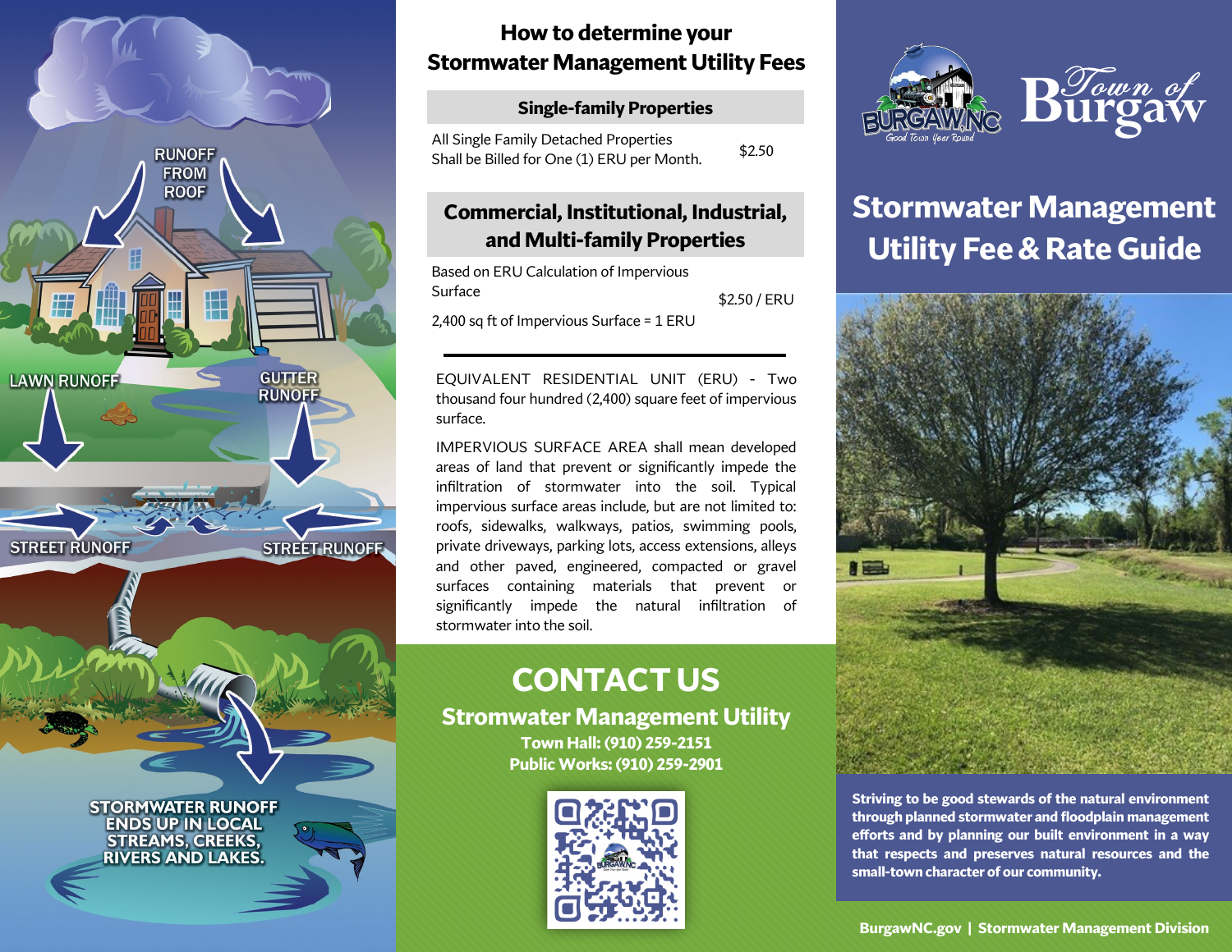# Town of Burgaw

## Stormwater Management Utility Fee & Rate Guide

**Striving to be good stewards of the natural environment through planned stormwater and floodplain management efforts and by planning our built environment in a way that respects and preserves natural resources and the small-town character of our community.**

**BurgawNC.gov | Stormwater Management Division**

## How to determine your Stormwater Management Utility Fees

### Single-family Properties

| All Single Family Detached Properties Shall be Billed for One (1) ERU per Month. | $2.50 |
|---|---|

### Commercial, Institutional, Industrial, and Multi-family Properties

| Based on ERU Calculation of Impervious Surface<br>2,400 sq ft of Impervious Surface = 1 ERU | $2.50 / ERU |
|---|---|

EQUIVALENT RESIDENTIAL UNIT (ERU) - Two thousand four hundred (2,400) square feet of impervious surface.

IMPERVIOUS SURFACE AREA shall mean developed areas of land that prevent or significantly impede the infiltration of stormwater into the soil. Typical impervious surface areas include, but are not limited to: roofs, sidewalks, walkways, patios, swimming pools, private driveways, parking lots, access extensions, alleys and other paved, engineered, compacted or gravel surfaces containing materials that prevent or significantly impede the natural infiltration of stormwater into the soil.

## CONTACT US

### Stromwater Management Utility

**Town Hall: (910) 259-2151**
**Public Works: (910) 259-2901**

RUNOFF FROM ROOF

LAWN RUNOFF

GUTTER RUNOFF

STREET RUNOFF

STREET RUNOFF

STORMWATER RUNOFF ENDS UP IN LOCAL STREAMS, CREEKS, RIVERS AND LAKES.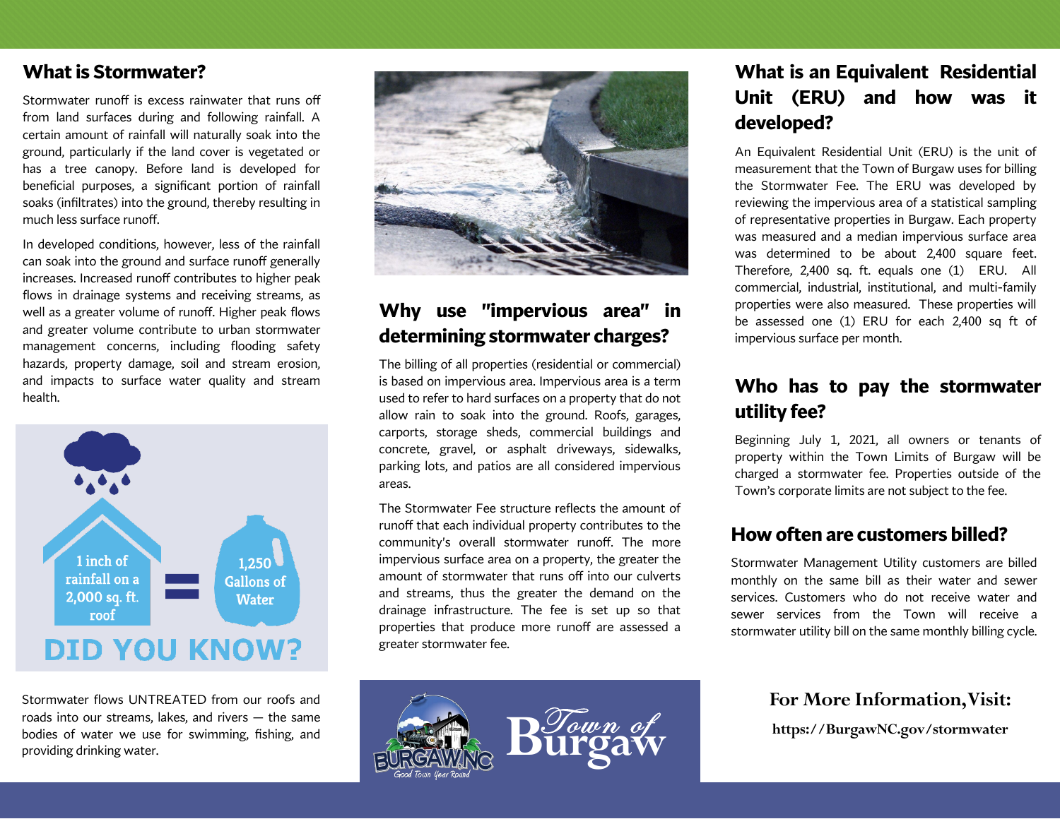## What is Stormwater?

Stormwater runoff is excess rainwater that runs off from land surfaces during and following rainfall. A certain amount of rainfall will naturally soak into the ground, particularly if the land cover is vegetated or has a tree canopy. Before land is developed for beneficial purposes, a significant portion of rainfall soaks (infiltrates) into the ground, thereby resulting in much less surface runoff.

In developed conditions, however, less of the rainfall can soak into the ground and surface runoff generally increases. Increased runoff contributes to higher peak flows in drainage systems and receiving streams, as well as a greater volume of runoff. Higher peak flows and greater volume contribute to urban stormwater management concerns, including flooding safety hazards, property damage, soil and stream erosion, and impacts to surface water quality and stream health.

1 inch of rainfall on a 2,000 sq. ft. roof = 1,250 Gallons of Water

DID YOU KNOW?

Stormwater flows UNTREATED from our roofs and roads into our streams, lakes, and rivers — the same bodies of water we use for swimming, fishing, and providing drinking water.

## Why use "impervious area" in determining stormwater charges?

The billing of all properties (residential or commercial) is based on impervious area. Impervious area is a term used to refer to hard surfaces on a property that do not allow rain to soak into the ground. Roofs, garages, carports, storage sheds, commercial buildings and concrete, gravel, or asphalt driveways, sidewalks, parking lots, and patios are all considered impervious areas.

The Stormwater Fee structure reflects the amount of runoff that each individual property contributes to the community's overall stormwater runoff. The more impervious surface area on a property, the greater the amount of stormwater that runs off into our culverts and streams, thus the greater the demand on the drainage infrastructure. The fee is set up so that properties that produce more runoff are assessed a greater stormwater fee.

BURGAW, NC
Good Town Year Round

Town of Burgaw

## What is an Equivalent Residential Unit (ERU) and how was it developed?

An Equivalent Residential Unit (ERU) is the unit of measurement that the Town of Burgaw uses for billing the Stormwater Fee. The ERU was developed by reviewing the impervious area of a statistical sampling of representative properties in Burgaw. Each property was measured and a median impervious surface area was determined to be about 2,400 square feet. Therefore, 2,400 sq. ft. equals one (1) ERU. All commercial, industrial, institutional, and multi-family properties were also measured. These properties will be assessed one (1) ERU for each 2,400 sq ft of impervious surface per month.

## Who has to pay the stormwater utility fee?

Beginning July 1, 2021, all owners or tenants of property within the Town Limits of Burgaw will be charged a stormwater fee. Properties outside of the Town's corporate limits are not subject to the fee.

## How often are customers billed?

Stormwater Management Utility customers are billed monthly on the same bill as their water and sewer services. Customers who do not receive water and sewer services from the Town will receive a stormwater utility bill on the same monthly billing cycle.

**For More Information, Visit:**

**https://BurgawNC.gov/stormwater**